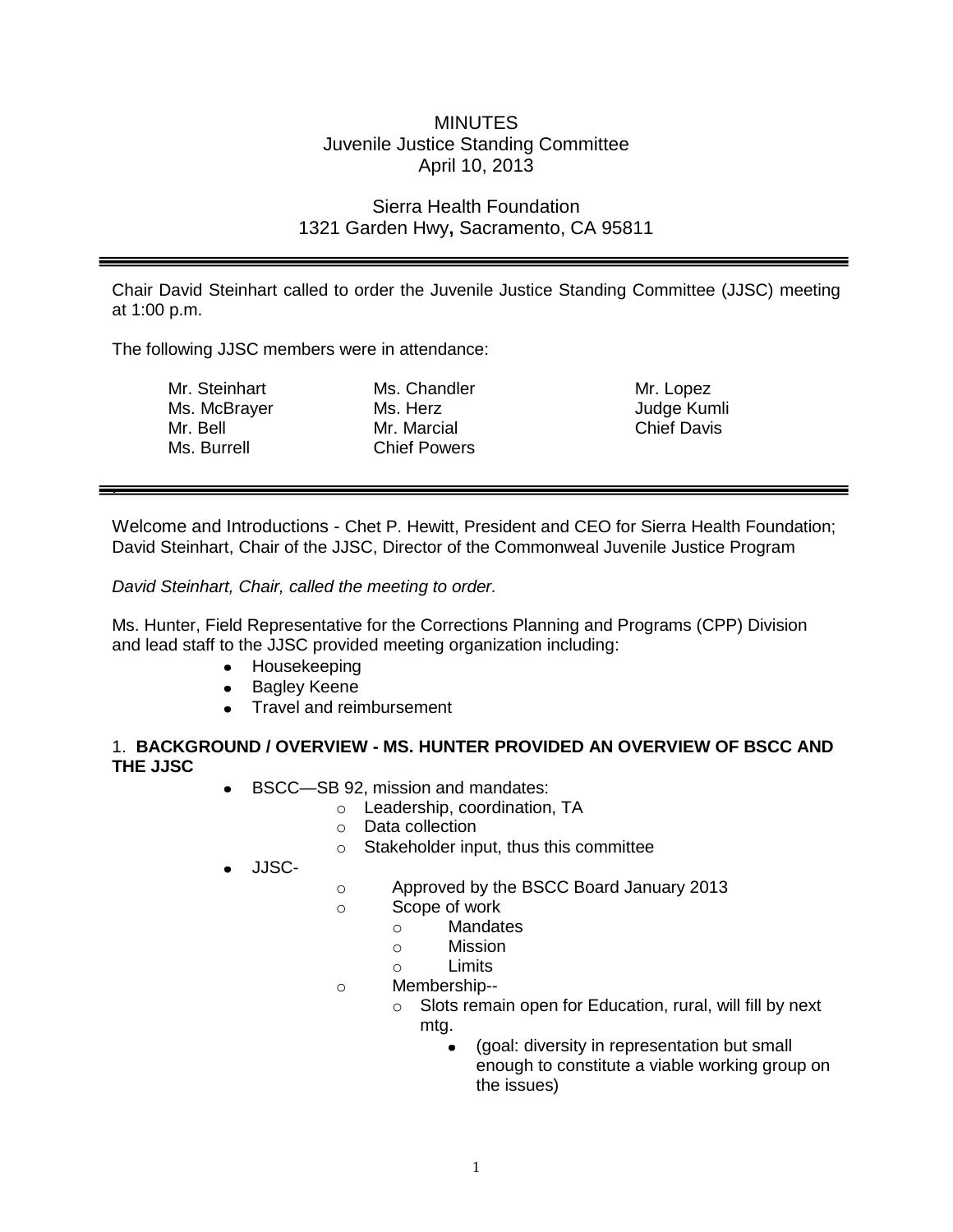# MINUTES
## Juvenile Justice Standing Committee
## April 10, 2013

### Sierra Health Foundation
### 1321 Garden Hwy, Sacramento, CA 95811

---

Chair David Steinhart called to order the Juvenile Justice Standing Committee (JJSC) meeting at 1:00 p.m.

The following JJSC members were in attendance:

| | | |
|---|---|---|
| Mr. Steinhart | Ms. Chandler | Mr. Lopez |
| Ms. McBrayer | Ms. Herz | Judge Kumli |
| Mr. Bell | Mr. Marcial | Chief Davis |
| Ms. Burrell | Chief Powers | |

---

Welcome and Introductions - Chet P. Hewitt, President and CEO for Sierra Health Foundation; David Steinhart, Chair of the JJSC, Director of the Commonweal Juvenile Justice Program

*David Steinhart, Chair, called the meeting to order.*

Ms. Hunter, Field Representative for the Corrections Planning and Programs (CPP) Division and lead staff to the JJSC provided meeting organization including:

- Housekeeping
- Bagley Keene
- Travel and reimbursement

1. **BACKGROUND / OVERVIEW - MS. HUNTER PROVIDED AN OVERVIEW OF BSCC AND THE JJSC**

- BSCC—SB 92, mission and mandates:
  - Leadership, coordination, TA
  - Data collection
  - Stakeholder input, thus this committee
- JJSC-
  - Approved by the BSCC Board January 2013
  - Scope of work
    - Mandates
    - Mission
    - Limits
  - Membership--
    - Slots remain open for Education, rural, will fill by next mtg.
      - (goal: diversity in representation but small enough to constitute a viable working group on the issues)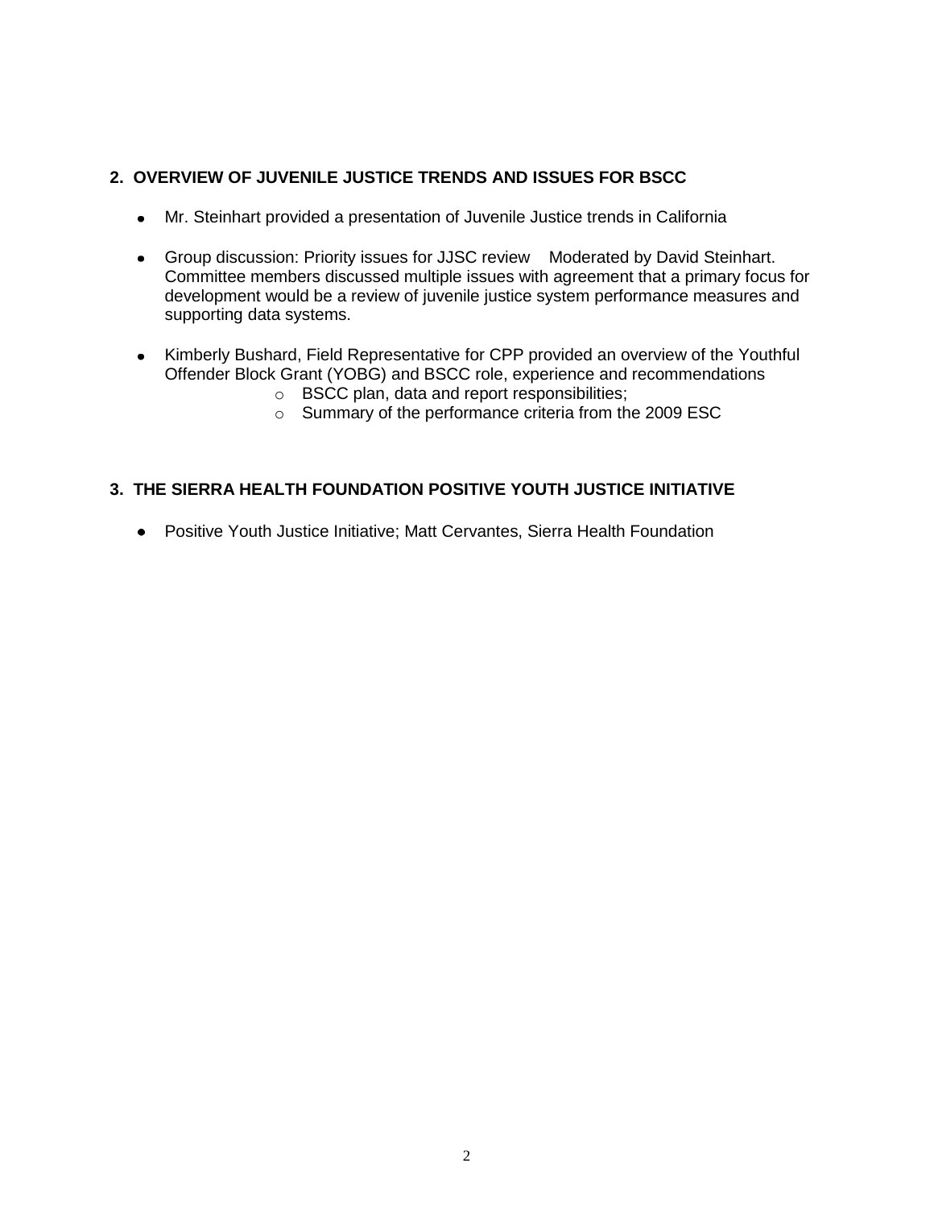## 2. OVERVIEW OF JUVENILE JUSTICE TRENDS AND ISSUES FOR BSCC

- Mr. Steinhart provided a presentation of Juvenile Justice trends in California

- Group discussion: Priority issues for JJSC review  Moderated by David Steinhart. Committee members discussed multiple issues with agreement that a primary focus for development would be a review of juvenile justice system performance measures and supporting data systems.

- Kimberly Bushard, Field Representative for CPP provided an overview of the Youthful Offender Block Grant (YOBG) and BSCC role, experience and recommendations
  - BSCC plan, data and report responsibilities;
  - Summary of the performance criteria from the 2009 ESC

## 3. THE SIERRA HEALTH FOUNDATION POSITIVE YOUTH JUSTICE INITIATIVE

- Positive Youth Justice Initiative; Matt Cervantes, Sierra Health Foundation